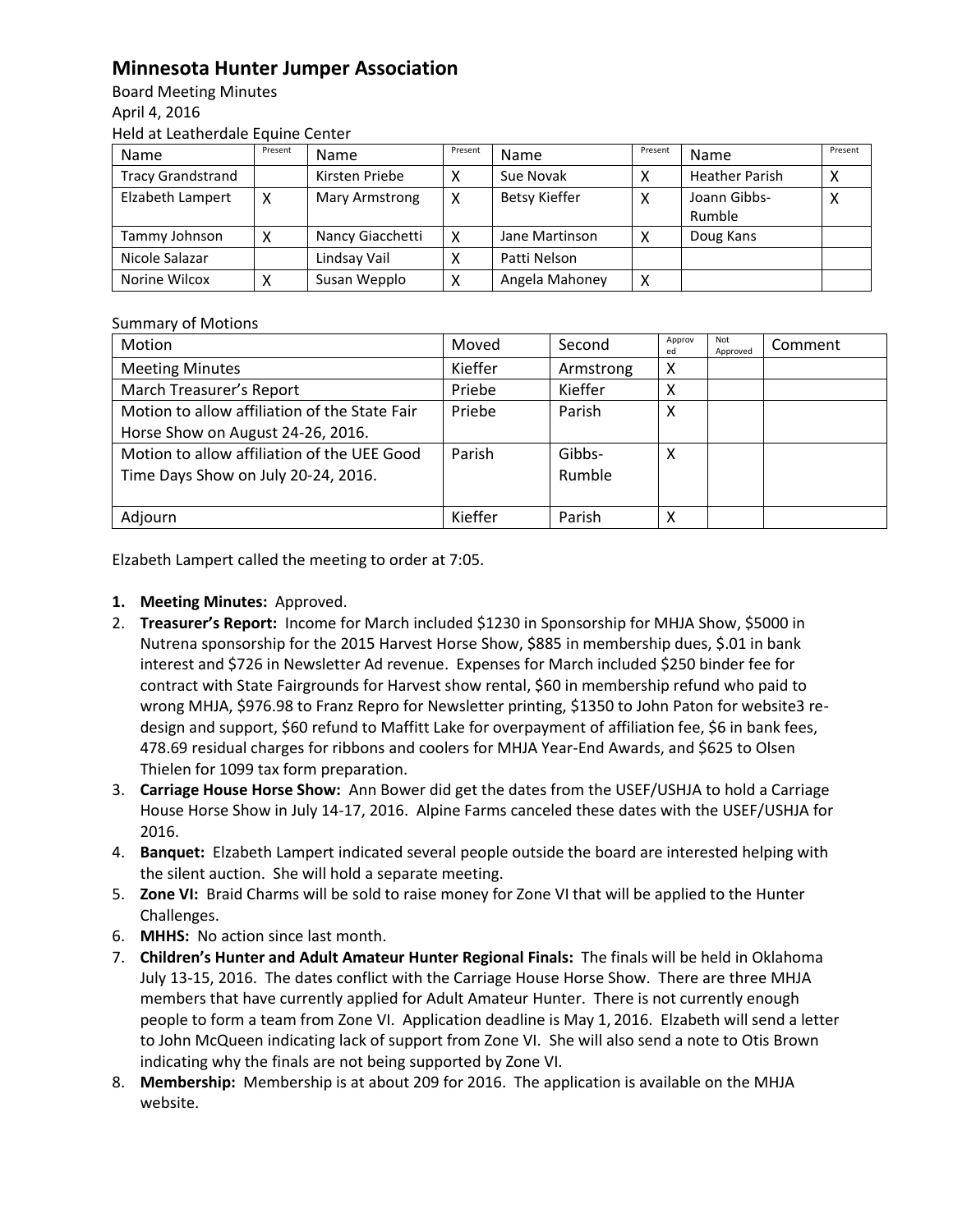# Minnesota Hunter Jumper Association

Board Meeting Minutes
April 4, 2016
Held at Leatherdale Equine Center

| Name | Present | Name | Present | Name | Present | Name | Present |
|---|---|---|---|---|---|---|---|
| Tracy Grandstrand | | Kirsten Priebe | X | Sue Novak | X | Heather Parish | X |
| Elizabeth Lampert | X | Mary Armstrong | X | Betsy Kieffer | X | Joann Gibbs-Rumble | X |
| Tammy Johnson | X | Nancy Giacchetti | X | Jane Martinson | X | Doug Kans | |
| Nicole Salazar | | Lindsay Vail | X | Patti Nelson | | | |
| Norine Wilcox | X | Susan Wepplo | X | Angela Mahoney | X | | |

Summary of Motions

| Motion | Moved | Second | Approved | Not Approved | Comment |
|---|---|---|---|---|---|
| Meeting Minutes | Kieffer | Armstrong | X | | |
| March Treasurer's Report | Priebe | Kieffer | X | | |
| Motion to allow affiliation of the State Fair Horse Show on August 24-26, 2016. | Priebe | Parish | X | | |
| Motion to allow affiliation of the UEE Good Time Days Show on July 20-24, 2016. | Parish | Gibbs-Rumble | X | | |
| Adjourn | Kieffer | Parish | X | | |

Elzabeth Lampert called the meeting to order at 7:05.

1. **Meeting Minutes:** Approved.
2. **Treasurer's Report:** Income for March included $1230 in Sponsorship for MHJA Show, $5000 in Nutrena sponsorship for the 2015 Harvest Horse Show, $885 in membership dues, $.01 in bank interest and $726 in Newsletter Ad revenue. Expenses for March included $250 binder fee for contract with State Fairgrounds for Harvest show rental, $60 in membership refund who paid to wrong MHJA, $976.98 to Franz Repro for Newsletter printing, $1350 to John Paton for website3 re-design and support, $60 refund to Maffitt Lake for overpayment of affiliation fee, $6 in bank fees, 478.69 residual charges for ribbons and coolers for MHJA Year-End Awards, and $625 to Olsen Thielen for 1099 tax form preparation.
3. **Carriage House Horse Show:** Ann Bower did get the dates from the USEF/USHJA to hold a Carriage House Horse Show in July 14-17, 2016. Alpine Farms canceled these dates with the USEF/USHJA for 2016.
4. **Banquet:** Elzabeth Lampert indicated several people outside the board are interested helping with the silent auction. She will hold a separate meeting.
5. **Zone VI:** Braid Charms will be sold to raise money for Zone VI that will be applied to the Hunter Challenges.
6. **MHHS:** No action since last month.
7. **Children's Hunter and Adult Amateur Hunter Regional Finals:** The finals will be held in Oklahoma July 13-15, 2016. The dates conflict with the Carriage House Horse Show. There are three MHJA members that have currently applied for Adult Amateur Hunter. There is not currently enough people to form a team from Zone VI. Application deadline is May 1, 2016. Elzabeth will send a letter to John McQueen indicating lack of support from Zone VI. She will also send a note to Otis Brown indicating why the finals are not being supported by Zone VI.
8. **Membership:** Membership is at about 209 for 2016. The application is available on the MHJA website.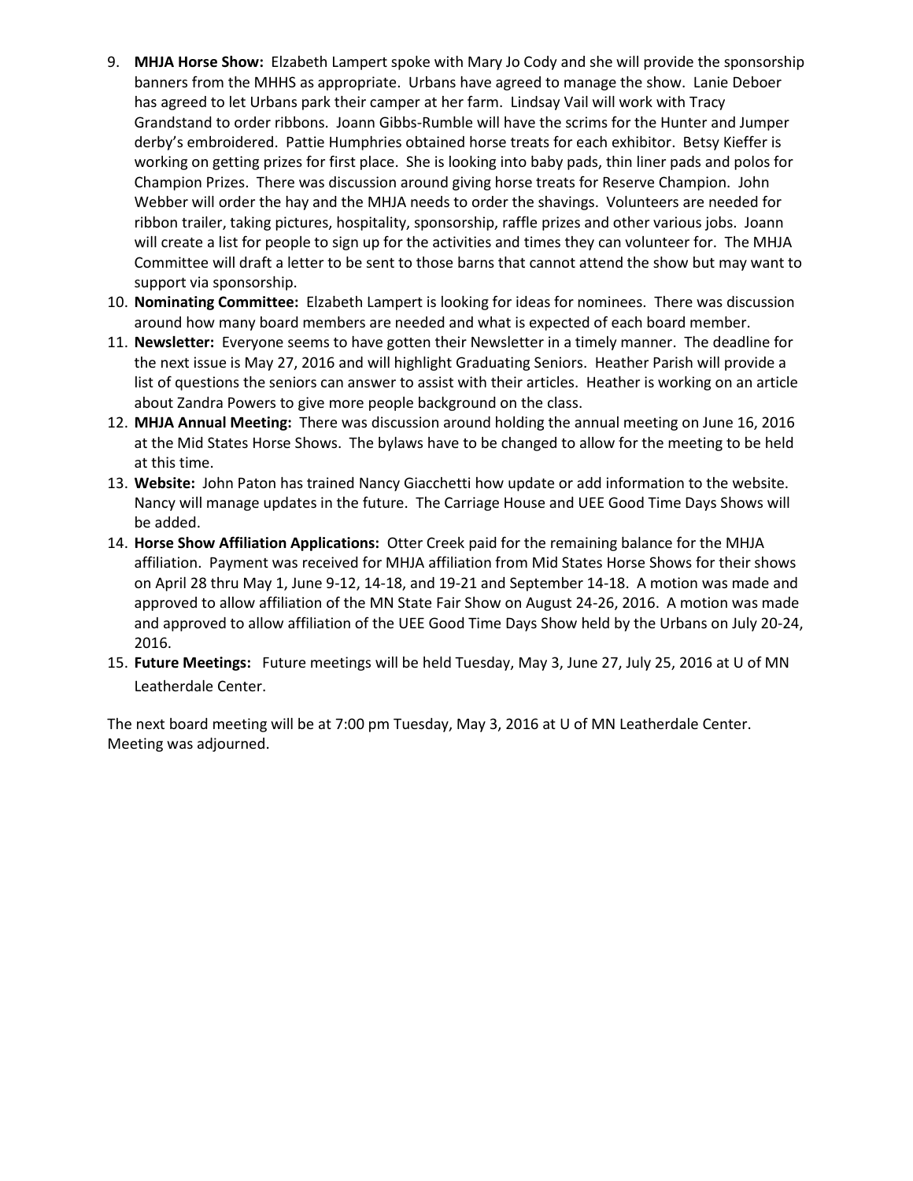9. **MHJA Horse Show:** Elzabeth Lampert spoke with Mary Jo Cody and she will provide the sponsorship banners from the MHHS as appropriate. Urbans have agreed to manage the show. Lanie Deboer has agreed to let Urbans park their camper at her farm. Lindsay Vail will work with Tracy Grandstand to order ribbons. Joann Gibbs-Rumble will have the scrims for the Hunter and Jumper derby's embroidered. Pattie Humphries obtained horse treats for each exhibitor. Betsy Kieffer is working on getting prizes for first place. She is looking into baby pads, thin liner pads and polos for Champion Prizes. There was discussion around giving horse treats for Reserve Champion. John Webber will order the hay and the MHJA needs to order the shavings. Volunteers are needed for ribbon trailer, taking pictures, hospitality, sponsorship, raffle prizes and other various jobs. Joann will create a list for people to sign up for the activities and times they can volunteer for. The MHJA Committee will draft a letter to be sent to those barns that cannot attend the show but may want to support via sponsorship.
10. **Nominating Committee:** Elzabeth Lampert is looking for ideas for nominees. There was discussion around how many board members are needed and what is expected of each board member.
11. **Newsletter:** Everyone seems to have gotten their Newsletter in a timely manner. The deadline for the next issue is May 27, 2016 and will highlight Graduating Seniors. Heather Parish will provide a list of questions the seniors can answer to assist with their articles. Heather is working on an article about Zandra Powers to give more people background on the class.
12. **MHJA Annual Meeting:** There was discussion around holding the annual meeting on June 16, 2016 at the Mid States Horse Shows. The bylaws have to be changed to allow for the meeting to be held at this time.
13. **Website:** John Paton has trained Nancy Giacchetti how update or add information to the website. Nancy will manage updates in the future. The Carriage House and UEE Good Time Days Shows will be added.
14. **Horse Show Affiliation Applications:** Otter Creek paid for the remaining balance for the MHJA affiliation. Payment was received for MHJA affiliation from Mid States Horse Shows for their shows on April 28 thru May 1, June 9-12, 14-18, and 19-21 and September 14-18. A motion was made and approved to allow affiliation of the MN State Fair Show on August 24-26, 2016. A motion was made and approved to allow affiliation of the UEE Good Time Days Show held by the Urbans on July 20-24, 2016.
15. **Future Meetings:** Future meetings will be held Tuesday, May 3, June 27, July 25, 2016 at U of MN Leatherdale Center.

The next board meeting will be at 7:00 pm Tuesday, May 3, 2016 at U of MN Leatherdale Center.
Meeting was adjourned.